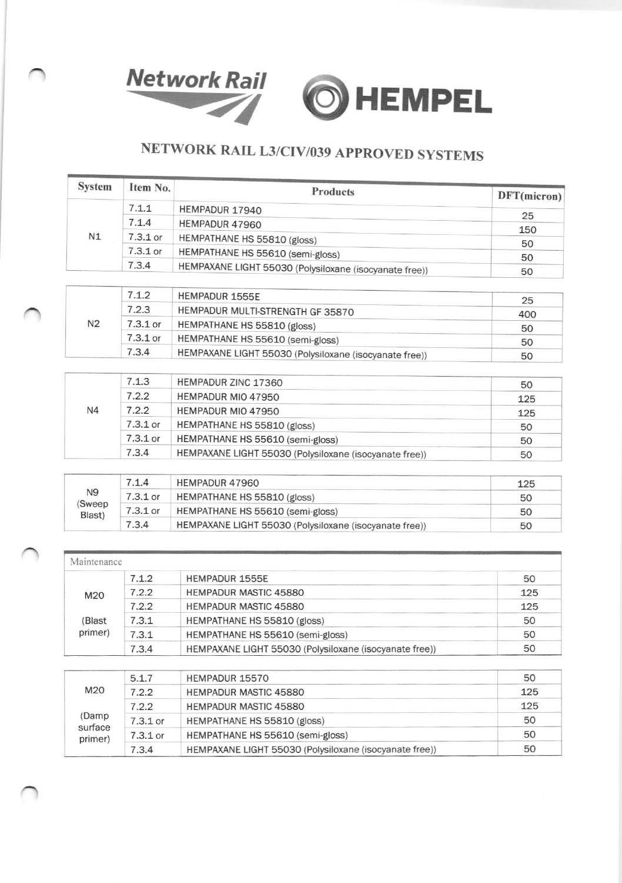Network Rail HEMPEL

# NETWORK RAIL L3/CIV/039 APPROVED SYSTEMS

| System | Item No. | Products | DFT(micron) |
|---|---|---|---|
| N1 | 7.1.1 | HEMPADUR 17940 | 25 |
| | 7.1.4 | HEMPADUR 47960 | 150 |
| | 7.3.1 or | HEMPATHANE HS 55810 (gloss) | 50 |
| | 7.3.1 or | HEMPATHANE HS 55610 (semi-gloss) | 50 |
| | 7.3.4 | HEMPAXANE LIGHT 55030 (Polysiloxane (isocyanate free)) | 50 |

| | | | |
|---|---|---|---|
| N2 | 7.1.2 | HEMPADUR 1555E | 25 |
| | 7.2.3 | HEMPADUR MULTI-STRENGTH GF 35870 | 400 |
| | 7.3.1 or | HEMPATHANE HS 55810 (gloss) | 50 |
| | 7.3.1 or | HEMPATHANE HS 55610 (semi-gloss) | 50 |
| | 7.3.4 | HEMPAXANE LIGHT 55030 (Polysiloxane (isocyanate free)) | 50 |

| | | | |
|---|---|---|---|
| N4 | 7.1.3 | HEMPADUR ZINC 17360 | 50 |
| | 7.2.2 | HEMPADUR MIO 47950 | 125 |
| | 7.2.2 | HEMPADUR MIO 47950 | 125 |
| | 7.3.1 or | HEMPATHANE HS 55810 (gloss) | 50 |
| | 7.3.1 or | HEMPATHANE HS 55610 (semi-gloss) | 50 |
| | 7.3.4 | HEMPAXANE LIGHT 55030 (Polysiloxane (isocyanate free)) | 50 |

| | | | |
|---|---|---|---|
| N9 (Sweep Blast) | 7.1.4 | HEMPADUR 47960 | 125 |
| | 7.3.1 or | HEMPATHANE HS 55810 (gloss) | 50 |
| | 7.3.1 or | HEMPATHANE HS 55610 (semi-gloss) | 50 |
| | 7.3.4 | HEMPAXANE LIGHT 55030 (Polysiloxane (isocyanate free)) | 50 |

| Maintenance | | | |
|---|---|---|---|
| M20 (Blast primer) | 7.1.2 | HEMPADUR 1555E | 50 |
| | 7.2.2 | HEMPADUR MASTIC 45880 | 125 |
| | 7.2.2 | HEMPADUR MASTIC 45880 | 125 |
| | 7.3.1 | HEMPATHANE HS 55810 (gloss) | 50 |
| | 7.3.1 | HEMPATHANE HS 55610 (semi-gloss) | 50 |
| | 7.3.4 | HEMPAXANE LIGHT 55030 (Polysiloxane (isocyanate free)) | 50 |

| | | | |
|---|---|---|---|
| M20 (Damp surface primer) | 5.1.7 | HEMPADUR 15570 | 50 |
| | 7.2.2 | HEMPADUR MASTIC 45880 | 125 |
| | 7.2.2 | HEMPADUR MASTIC 45880 | 125 |
| | 7.3.1 or | HEMPATHANE HS 55810 (gloss) | 50 |
| | 7.3.1 or | HEMPATHANE HS 55610 (semi-gloss) | 50 |
| | 7.3.4 | HEMPAXANE LIGHT 55030 (Polysiloxane (isocyanate free)) | 50 |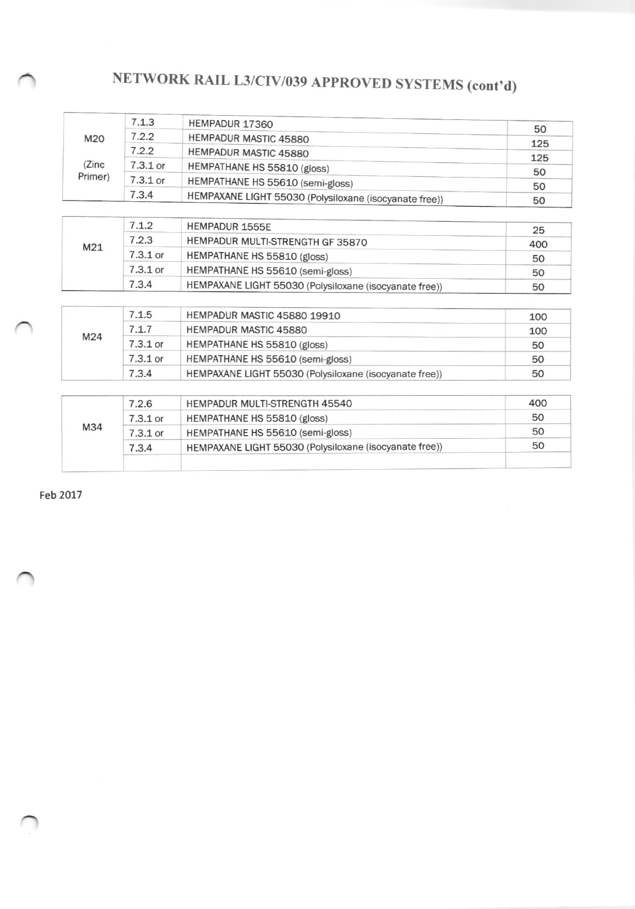# NETWORK RAIL L3/CIV/039 APPROVED SYSTEMS (cont'd)

| | | | |
|---|---|---|---|
| M20 (Zinc Primer) | 7.1.3 | HEMPADUR 17360 | 50 |
| | 7.2.2 | HEMPADUR MASTIC 45880 | 125 |
| | 7.2.2 | HEMPADUR MASTIC 45880 | 125 |
| | 7.3.1 or | HEMPATHANE HS 55810 (gloss) | 50 |
| | 7.3.1 or | HEMPATHANE HS 55610 (semi-gloss) | 50 |
| | 7.3.4 | HEMPAXANE LIGHT 55030 (Polysiloxane (isocyanate free)) | 50 |

| | | | |
|---|---|---|---|
| M21 | 7.1.2 | HEMPADUR 1555E | 25 |
| | 7.2.3 | HEMPADUR MULTI-STRENGTH GF 35870 | 400 |
| | 7.3.1 or | HEMPATHANE HS 55810 (gloss) | 50 |
| | 7.3.1 or | HEMPATHANE HS 55610 (semi-gloss) | 50 |
| | 7.3.4 | HEMPAXANE LIGHT 55030 (Polysiloxane (isocyanate free)) | 50 |

| | | | |
|---|---|---|---|
| M24 | 7.1.5 | HEMPADUR MASTIC 45880 19910 | 100 |
| | 7.1.7 | HEMPADUR MASTIC 45880 | 100 |
| | 7.3.1 or | HEMPATHANE HS 55810 (gloss) | 50 |
| | 7.3.1 or | HEMPATHANE HS 55610 (semi-gloss) | 50 |
| | 7.3.4 | HEMPAXANE LIGHT 55030 (Polysiloxane (isocyanate free)) | 50 |

| | | | |
|---|---|---|---|
| M34 | 7.2.6 | HEMPADUR MULTI-STRENGTH 45540 | 400 |
| | 7.3.1 or | HEMPATHANE HS 55810 (gloss) | 50 |
| | 7.3.1 or | HEMPATHANE HS 55610 (semi-gloss) | 50 |
| | 7.3.4 | HEMPAXANE LIGHT 55030 (Polysiloxane (isocyanate free)) | 50 |
| | | | |

Feb 2017